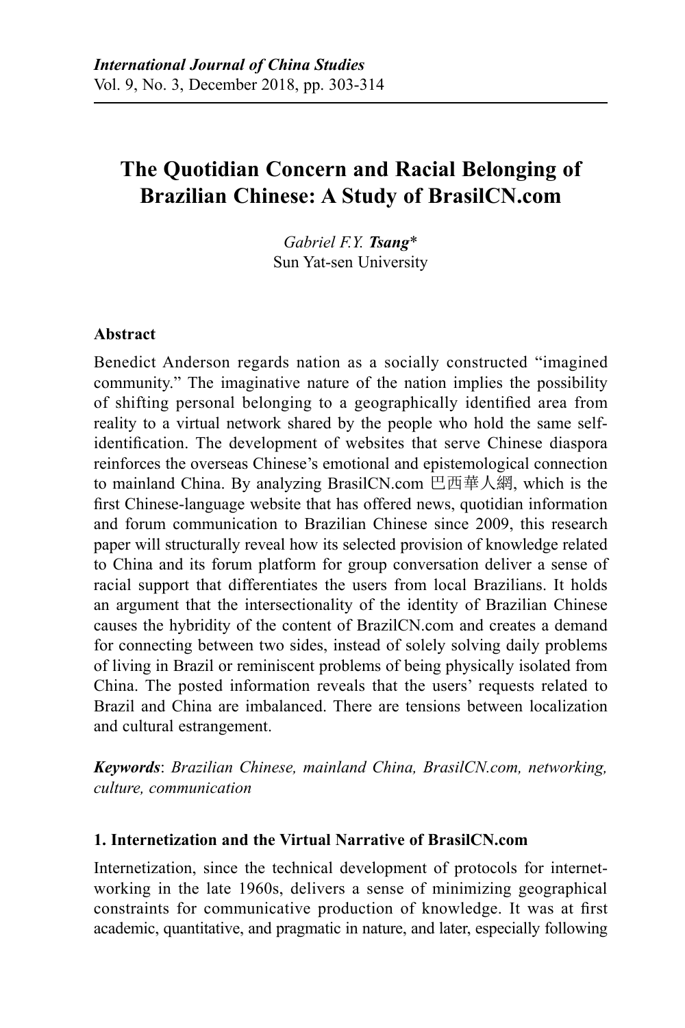# The Quotidian Concern and Racial Belonging of Brazilian Chinese: A Study of BrasilCN.com

*Gabriel F.Y.* ***Tsang****
Sun Yat-sen University

## Abstract

Benedict Anderson regards nation as a socially constructed "imagined community." The imaginative nature of the nation implies the possibility of shifting personal belonging to a geographically identified area from reality to a virtual network shared by the people who hold the same self-identification. The development of websites that serve Chinese diaspora reinforces the overseas Chinese's emotional and epistemological connection to mainland China. By analyzing BrasilCN.com 巴西華人網, which is the first Chinese-language website that has offered news, quotidian information and forum communication to Brazilian Chinese since 2009, this research paper will structurally reveal how its selected provision of knowledge related to China and its forum platform for group conversation deliver a sense of racial support that differentiates the users from local Brazilians. It holds an argument that the intersectionality of the identity of Brazilian Chinese causes the hybridity of the content of BrazilCN.com and creates a demand for connecting between two sides, instead of solely solving daily problems of living in Brazil or reminiscent problems of being physically isolated from China. The posted information reveals that the users' requests related to Brazil and China are imbalanced. There are tensions between localization and cultural estrangement.

***Keywords***: *Brazilian Chinese, mainland China, BrasilCN.com, networking, culture, communication*

## 1. Internetization and the Virtual Narrative of BrasilCN.com

Internetization, since the technical development of protocols for internet-working in the late 1960s, delivers a sense of minimizing geographical constraints for communicative production of knowledge. It was at first academic, quantitative, and pragmatic in nature, and later, especially following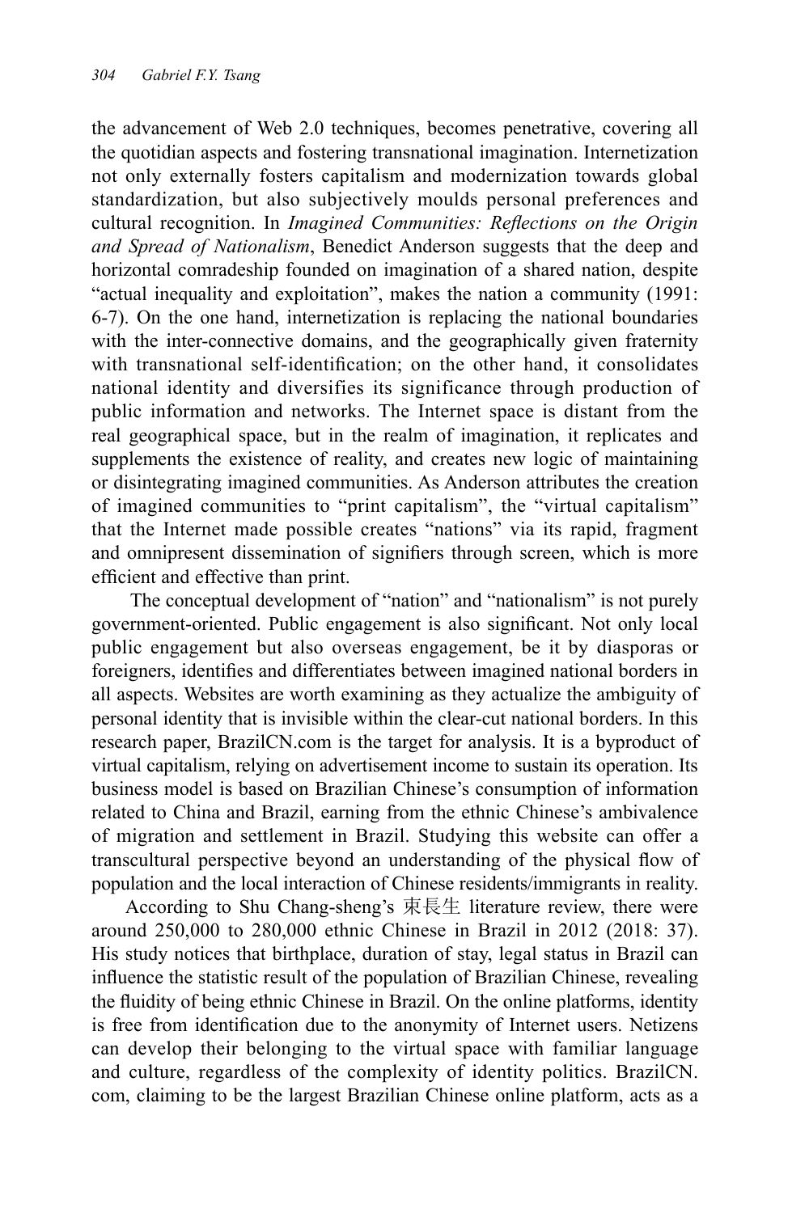the advancement of Web 2.0 techniques, becomes penetrative, covering all the quotidian aspects and fostering transnational imagination. Internetization not only externally fosters capitalism and modernization towards global standardization, but also subjectively moulds personal preferences and cultural recognition. In *Imagined Communities: Reflections on the Origin and Spread of Nationalism*, Benedict Anderson suggests that the deep and horizontal comradeship founded on imagination of a shared nation, despite "actual inequality and exploitation", makes the nation a community (1991: 6-7). On the one hand, internetization is replacing the national boundaries with the inter-connective domains, and the geographically given fraternity with transnational self-identification; on the other hand, it consolidates national identity and diversifies its significance through production of public information and networks. The Internet space is distant from the real geographical space, but in the realm of imagination, it replicates and supplements the existence of reality, and creates new logic of maintaining or disintegrating imagined communities. As Anderson attributes the creation of imagined communities to "print capitalism", the "virtual capitalism" that the Internet made possible creates "nations" via its rapid, fragment and omnipresent dissemination of signifiers through screen, which is more efficient and effective than print.

The conceptual development of "nation" and "nationalism" is not purely government-oriented. Public engagement is also significant. Not only local public engagement but also overseas engagement, be it by diasporas or foreigners, identifies and differentiates between imagined national borders in all aspects. Websites are worth examining as they actualize the ambiguity of personal identity that is invisible within the clear-cut national borders. In this research paper, BrazilCN.com is the target for analysis. It is a byproduct of virtual capitalism, relying on advertisement income to sustain its operation. Its business model is based on Brazilian Chinese's consumption of information related to China and Brazil, earning from the ethnic Chinese's ambivalence of migration and settlement in Brazil. Studying this website can offer a transcultural perspective beyond an understanding of the physical flow of population and the local interaction of Chinese residents/immigrants in reality.

According to Shu Chang-sheng's 束長生 literature review, there were around 250,000 to 280,000 ethnic Chinese in Brazil in 2012 (2018: 37). His study notices that birthplace, duration of stay, legal status in Brazil can influence the statistic result of the population of Brazilian Chinese, revealing the fluidity of being ethnic Chinese in Brazil. On the online platforms, identity is free from identification due to the anonymity of Internet users. Netizens can develop their belonging to the virtual space with familiar language and culture, regardless of the complexity of identity politics. BrazilCN.com, claiming to be the largest Brazilian Chinese online platform, acts as a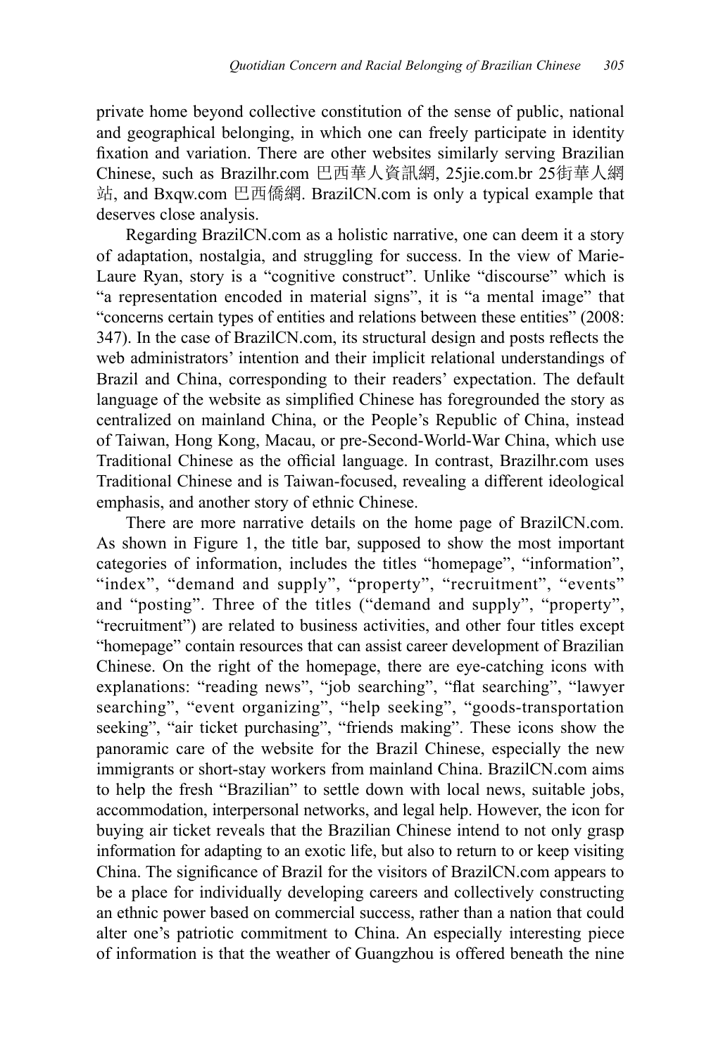private home beyond collective constitution of the sense of public, national and geographical belonging, in which one can freely participate in identity fixation and variation. There are other websites similarly serving Brazilian Chinese, such as Brazilhr.com 巴西華人資訊網, 25jie.com.br 25街華人網站, and Bxqw.com 巴西僑網. BrazilCN.com is only a typical example that deserves close analysis.

Regarding BrazilCN.com as a holistic narrative, one can deem it a story of adaptation, nostalgia, and struggling for success. In the view of Marie-Laure Ryan, story is a "cognitive construct". Unlike "discourse" which is "a representation encoded in material signs", it is "a mental image" that "concerns certain types of entities and relations between these entities" (2008: 347). In the case of BrazilCN.com, its structural design and posts reflects the web administrators' intention and their implicit relational understandings of Brazil and China, corresponding to their readers' expectation. The default language of the website as simplified Chinese has foregrounded the story as centralized on mainland China, or the People's Republic of China, instead of Taiwan, Hong Kong, Macau, or pre-Second-World-War China, which use Traditional Chinese as the official language. In contrast, Brazilhr.com uses Traditional Chinese and is Taiwan-focused, revealing a different ideological emphasis, and another story of ethnic Chinese.

There are more narrative details on the home page of BrazilCN.com. As shown in Figure 1, the title bar, supposed to show the most important categories of information, includes the titles "homepage", "information", "index", "demand and supply", "property", "recruitment", "events" and "posting". Three of the titles ("demand and supply", "property", "recruitment") are related to business activities, and other four titles except "homepage" contain resources that can assist career development of Brazilian Chinese. On the right of the homepage, there are eye-catching icons with explanations: "reading news", "job searching", "flat searching", "lawyer searching", "event organizing", "help seeking", "goods-transportation seeking", "air ticket purchasing", "friends making". These icons show the panoramic care of the website for the Brazil Chinese, especially the new immigrants or short-stay workers from mainland China. BrazilCN.com aims to help the fresh "Brazilian" to settle down with local news, suitable jobs, accommodation, interpersonal networks, and legal help. However, the icon for buying air ticket reveals that the Brazilian Chinese intend to not only grasp information for adapting to an exotic life, but also to return to or keep visiting China. The significance of Brazil for the visitors of BrazilCN.com appears to be a place for individually developing careers and collectively constructing an ethnic power based on commercial success, rather than a nation that could alter one's patriotic commitment to China. An especially interesting piece of information is that the weather of Guangzhou is offered beneath the nine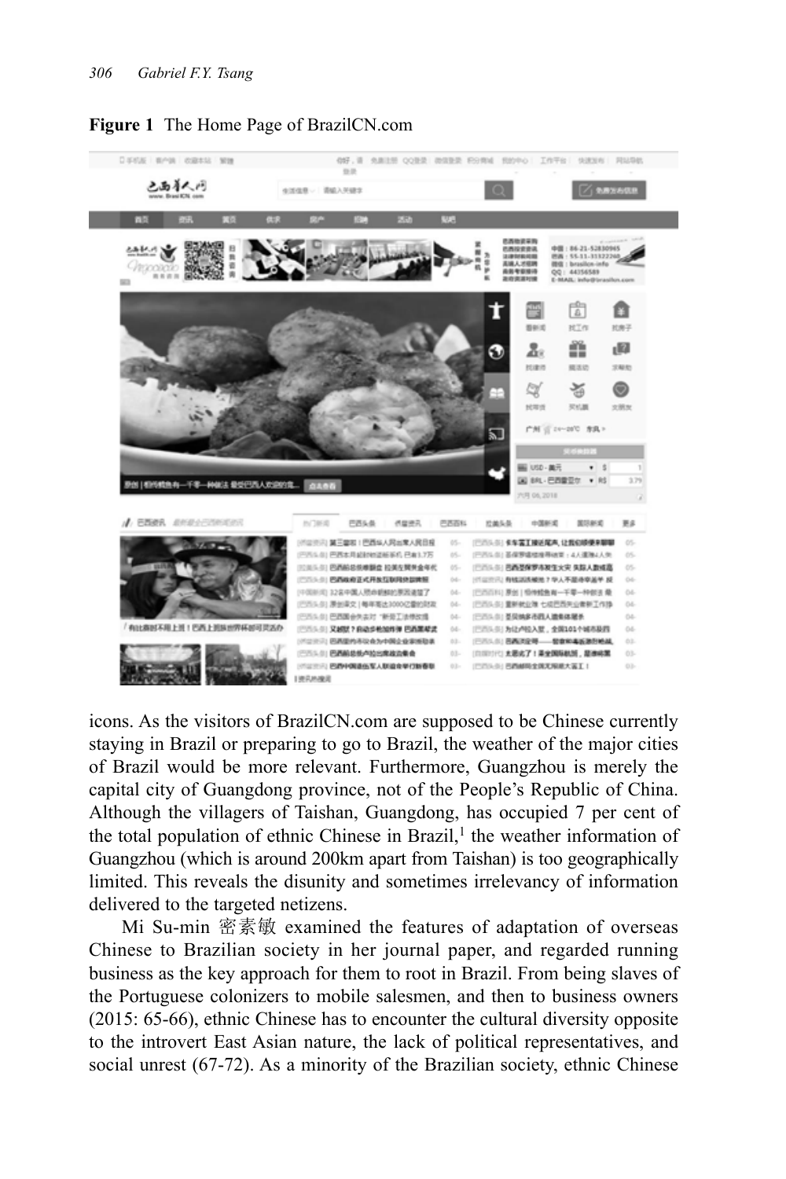**Figure 1** The Home Page of BrazilCN.com

icons. As the visitors of BrazilCN.com are supposed to be Chinese currently staying in Brazil or preparing to go to Brazil, the weather of the major cities of Brazil would be more relevant. Furthermore, Guangzhou is merely the capital city of Guangdong province, not of the People's Republic of China. Although the villagers of Taishan, Guangdong, has occupied 7 per cent of the total population of ethnic Chinese in Brazil,[1] the weather information of Guangzhou (which is around 200km apart from Taishan) is too geographically limited. This reveals the disunity and sometimes irrelevancy of information delivered to the targeted netizens.

Mi Su-min 密素敏 examined the features of adaptation of overseas Chinese to Brazilian society in her journal paper, and regarded running business as the key approach for them to root in Brazil. From being slaves of the Portuguese colonizers to mobile salesmen, and then to business owners (2015: 65-66), ethnic Chinese has to encounter the cultural diversity opposite to the introvert East Asian nature, the lack of political representatives, and social unrest (67-72). As a minority of the Brazilian society, ethnic Chinese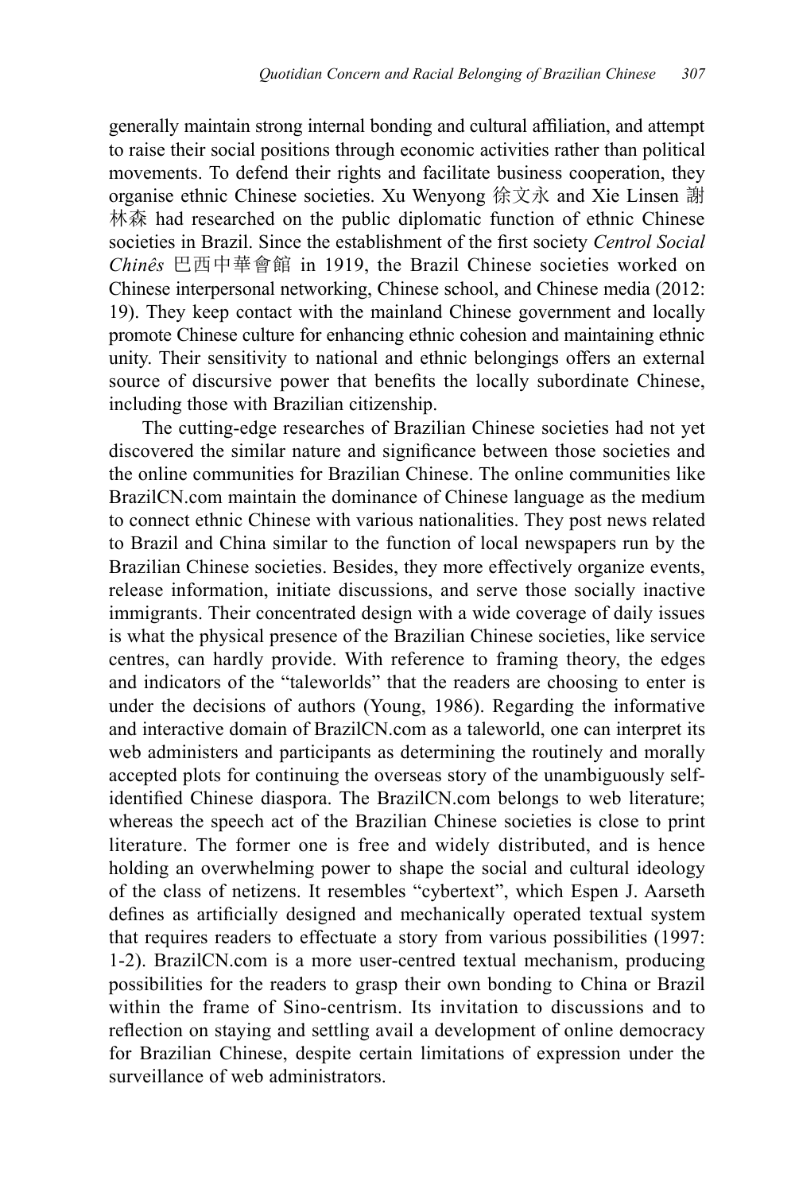generally maintain strong internal bonding and cultural affiliation, and attempt to raise their social positions through economic activities rather than political movements. To defend their rights and facilitate business cooperation, they organise ethnic Chinese societies. Xu Wenyong 徐文永 and Xie Linsen 謝林森 had researched on the public diplomatic function of ethnic Chinese societies in Brazil. Since the establishment of the first society *Centrol Social Chinês* 巴西中華會館 in 1919, the Brazil Chinese societies worked on Chinese interpersonal networking, Chinese school, and Chinese media (2012: 19). They keep contact with the mainland Chinese government and locally promote Chinese culture for enhancing ethnic cohesion and maintaining ethnic unity. Their sensitivity to national and ethnic belongings offers an external source of discursive power that benefits the locally subordinate Chinese, including those with Brazilian citizenship.

The cutting-edge researches of Brazilian Chinese societies had not yet discovered the similar nature and significance between those societies and the online communities for Brazilian Chinese. The online communities like BrazilCN.com maintain the dominance of Chinese language as the medium to connect ethnic Chinese with various nationalities. They post news related to Brazil and China similar to the function of local newspapers run by the Brazilian Chinese societies. Besides, they more effectively organize events, release information, initiate discussions, and serve those socially inactive immigrants. Their concentrated design with a wide coverage of daily issues is what the physical presence of the Brazilian Chinese societies, like service centres, can hardly provide. With reference to framing theory, the edges and indicators of the "taleworlds" that the readers are choosing to enter is under the decisions of authors (Young, 1986). Regarding the informative and interactive domain of BrazilCN.com as a taleworld, one can interpret its web administers and participants as determining the routinely and morally accepted plots for continuing the overseas story of the unambiguously self-identified Chinese diaspora. The BrazilCN.com belongs to web literature; whereas the speech act of the Brazilian Chinese societies is close to print literature. The former one is free and widely distributed, and is hence holding an overwhelming power to shape the social and cultural ideology of the class of netizens. It resembles "cybertext", which Espen J. Aarseth defines as artificially designed and mechanically operated textual system that requires readers to effectuate a story from various possibilities (1997: 1-2). BrazilCN.com is a more user-centred textual mechanism, producing possibilities for the readers to grasp their own bonding to China or Brazil within the frame of Sino-centrism. Its invitation to discussions and to reflection on staying and settling avail a development of online democracy for Brazilian Chinese, despite certain limitations of expression under the surveillance of web administrators.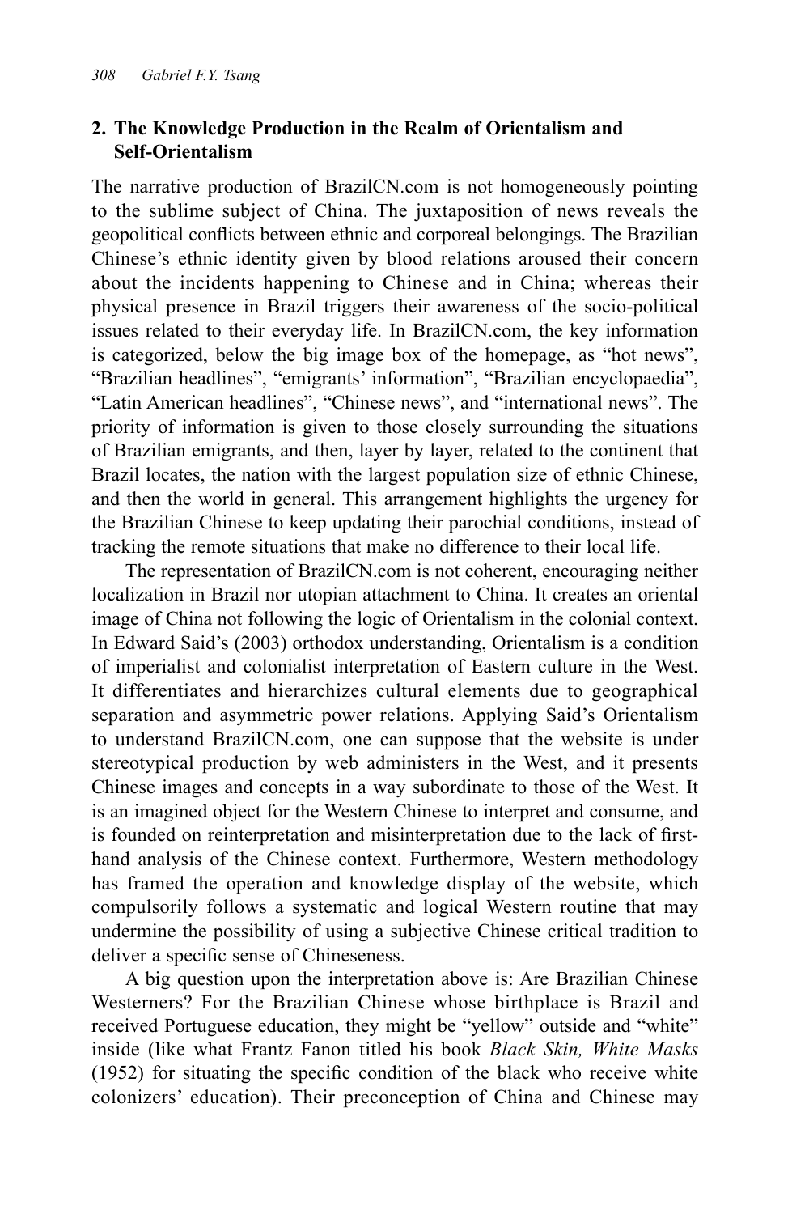## 2. The Knowledge Production in the Realm of Orientalism and Self-Orientalism

The narrative production of BrazilCN.com is not homogeneously pointing to the sublime subject of China. The juxtaposition of news reveals the geopolitical conflicts between ethnic and corporeal belongings. The Brazilian Chinese's ethnic identity given by blood relations aroused their concern about the incidents happening to Chinese and in China; whereas their physical presence in Brazil triggers their awareness of the socio-political issues related to their everyday life. In BrazilCN.com, the key information is categorized, below the big image box of the homepage, as "hot news", "Brazilian headlines", "emigrants' information", "Brazilian encyclopaedia", "Latin American headlines", "Chinese news", and "international news". The priority of information is given to those closely surrounding the situations of Brazilian emigrants, and then, layer by layer, related to the continent that Brazil locates, the nation with the largest population size of ethnic Chinese, and then the world in general. This arrangement highlights the urgency for the Brazilian Chinese to keep updating their parochial conditions, instead of tracking the remote situations that make no difference to their local life.

The representation of BrazilCN.com is not coherent, encouraging neither localization in Brazil nor utopian attachment to China. It creates an oriental image of China not following the logic of Orientalism in the colonial context. In Edward Said's (2003) orthodox understanding, Orientalism is a condition of imperialist and colonialist interpretation of Eastern culture in the West. It differentiates and hierarchizes cultural elements due to geographical separation and asymmetric power relations. Applying Said's Orientalism to understand BrazilCN.com, one can suppose that the website is under stereotypical production by web administers in the West, and it presents Chinese images and concepts in a way subordinate to those of the West. It is an imagined object for the Western Chinese to interpret and consume, and is founded on reinterpretation and misinterpretation due to the lack of first-hand analysis of the Chinese context. Furthermore, Western methodology has framed the operation and knowledge display of the website, which compulsorily follows a systematic and logical Western routine that may undermine the possibility of using a subjective Chinese critical tradition to deliver a specific sense of Chineseness.

A big question upon the interpretation above is: Are Brazilian Chinese Westerners? For the Brazilian Chinese whose birthplace is Brazil and received Portuguese education, they might be "yellow" outside and "white" inside (like what Frantz Fanon titled his book *Black Skin, White Masks* (1952) for situating the specific condition of the black who receive white colonizers' education). Their preconception of China and Chinese may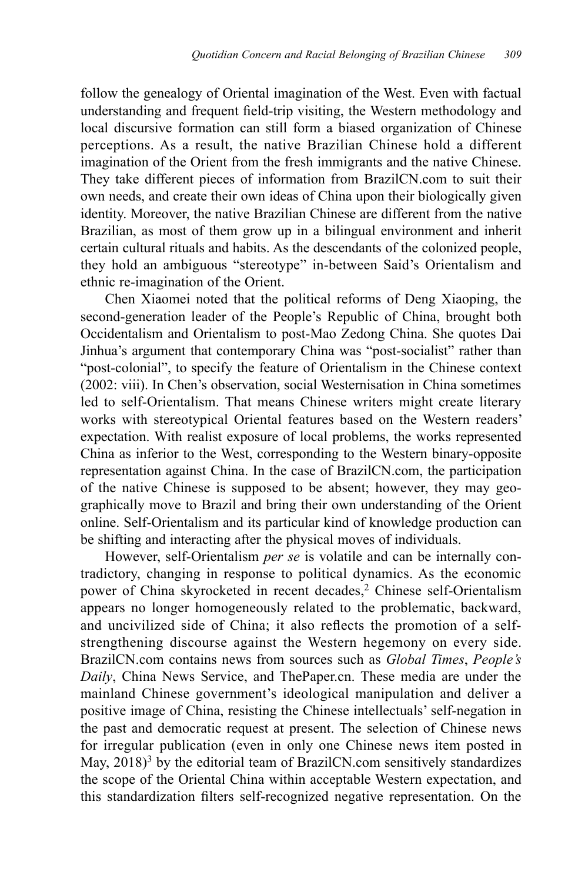follow the genealogy of Oriental imagination of the West. Even with factual understanding and frequent field-trip visiting, the Western methodology and local discursive formation can still form a biased organization of Chinese perceptions. As a result, the native Brazilian Chinese hold a different imagination of the Orient from the fresh immigrants and the native Chinese. They take different pieces of information from BrazilCN.com to suit their own needs, and create their own ideas of China upon their biologically given identity. Moreover, the native Brazilian Chinese are different from the native Brazilian, as most of them grow up in a bilingual environment and inherit certain cultural rituals and habits. As the descendants of the colonized people, they hold an ambiguous "stereotype" in-between Said's Orientalism and ethnic re-imagination of the Orient.

Chen Xiaomei noted that the political reforms of Deng Xiaoping, the second-generation leader of the People's Republic of China, brought both Occidentalism and Orientalism to post-Mao Zedong China. She quotes Dai Jinhua's argument that contemporary China was "post-socialist" rather than "post-colonial", to specify the feature of Orientalism in the Chinese context (2002: viii). In Chen's observation, social Westernisation in China sometimes led to self-Orientalism. That means Chinese writers might create literary works with stereotypical Oriental features based on the Western readers' expectation. With realist exposure of local problems, the works represented China as inferior to the West, corresponding to the Western binary-opposite representation against China. In the case of BrazilCN.com, the participation of the native Chinese is supposed to be absent; however, they may geographically move to Brazil and bring their own understanding of the Orient online. Self-Orientalism and its particular kind of knowledge production can be shifting and interacting after the physical moves of individuals.

However, self-Orientalism *per se* is volatile and can be internally contradictory, changing in response to political dynamics. As the economic power of China skyrocketed in recent decades,[2] Chinese self-Orientalism appears no longer homogeneously related to the problematic, backward, and uncivilized side of China; it also reflects the promotion of a self-strengthening discourse against the Western hegemony on every side. BrazilCN.com contains news from sources such as *Global Times*, *People's Daily*, China News Service, and ThePaper.cn. These media are under the mainland Chinese government's ideological manipulation and deliver a positive image of China, resisting the Chinese intellectuals' self-negation in the past and democratic request at present. The selection of Chinese news for irregular publication (even in only one Chinese news item posted in May, 2018)[3] by the editorial team of BrazilCN.com sensitively standardizes the scope of the Oriental China within acceptable Western expectation, and this standardization filters self-recognized negative representation. On the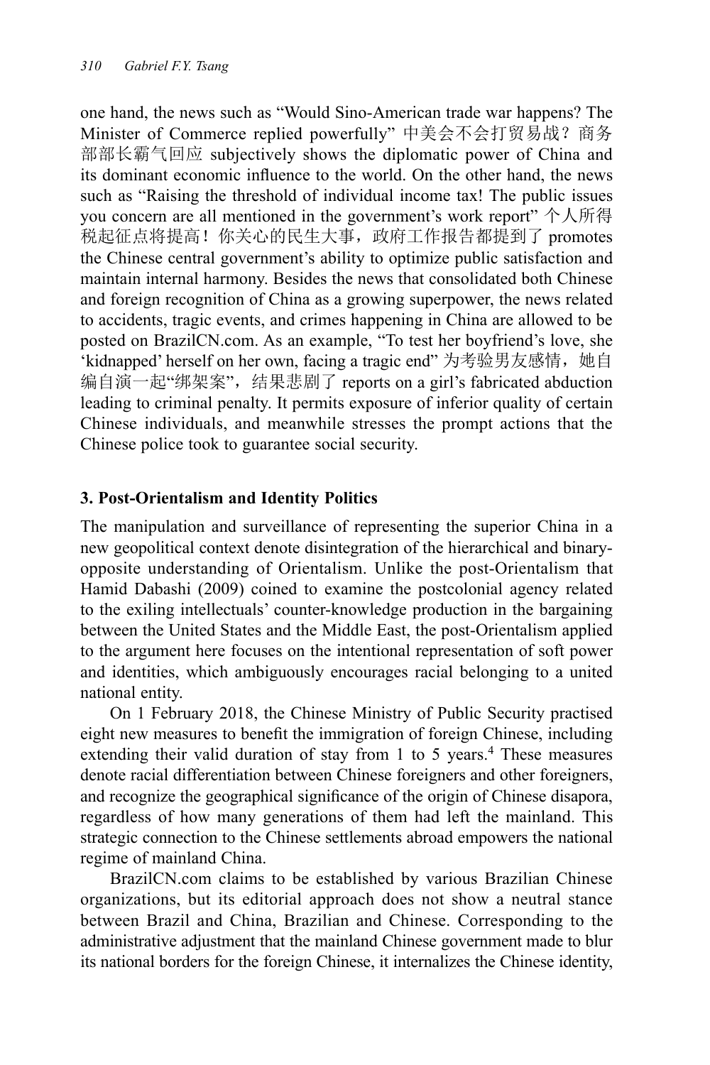one hand, the news such as "Would Sino-American trade war happens? The Minister of Commerce replied powerfully" 中美会不会打贸易战？商务部部长霸气回应 subjectively shows the diplomatic power of China and its dominant economic influence to the world. On the other hand, the news such as "Raising the threshold of individual income tax! The public issues you concern are all mentioned in the government's work report" 个人所得税起征点将提高！你关心的民生大事，政府工作报告都提到了 promotes the Chinese central government's ability to optimize public satisfaction and maintain internal harmony. Besides the news that consolidated both Chinese and foreign recognition of China as a growing superpower, the news related to accidents, tragic events, and crimes happening in China are allowed to be posted on BrazilCN.com. As an example, "To test her boyfriend's love, she 'kidnapped' herself on her own, facing a tragic end" 为考验男友感情，她自编自演一起"绑架案"，结果悲剧了 reports on a girl's fabricated abduction leading to criminal penalty. It permits exposure of inferior quality of certain Chinese individuals, and meanwhile stresses the prompt actions that the Chinese police took to guarantee social security.

### 3. Post-Orientalism and Identity Politics

The manipulation and surveillance of representing the superior China in a new geopolitical context denote disintegration of the hierarchical and binary-opposite understanding of Orientalism. Unlike the post-Orientalism that Hamid Dabashi (2009) coined to examine the postcolonial agency related to the exiling intellectuals' counter-knowledge production in the bargaining between the United States and the Middle East, the post-Orientalism applied to the argument here focuses on the intentional representation of soft power and identities, which ambiguously encourages racial belonging to a united national entity.

On 1 February 2018, the Chinese Ministry of Public Security practised eight new measures to benefit the immigration of foreign Chinese, including extending their valid duration of stay from 1 to 5 years.[4] These measures denote racial differentiation between Chinese foreigners and other foreigners, and recognize the geographical significance of the origin of Chinese disapora, regardless of how many generations of them had left the mainland. This strategic connection to the Chinese settlements abroad empowers the national regime of mainland China.

BrazilCN.com claims to be established by various Brazilian Chinese organizations, but its editorial approach does not show a neutral stance between Brazil and China, Brazilian and Chinese. Corresponding to the administrative adjustment that the mainland Chinese government made to blur its national borders for the foreign Chinese, it internalizes the Chinese identity,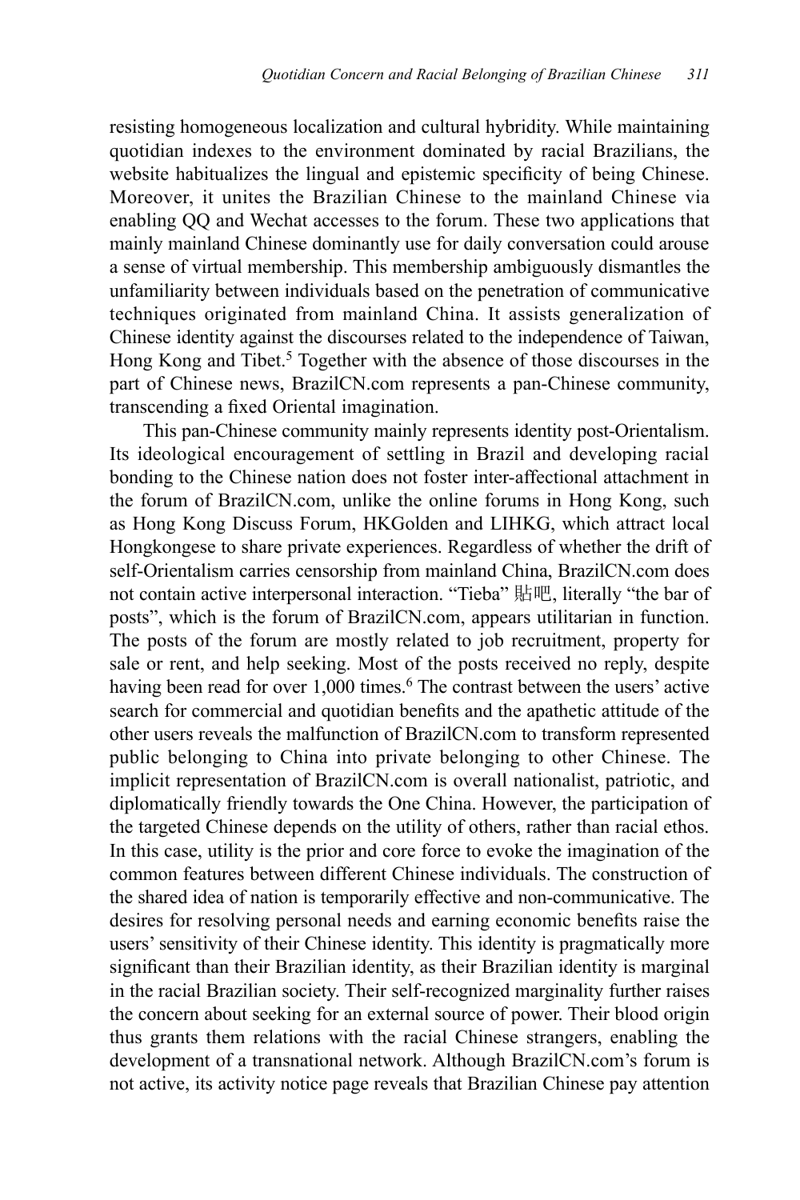resisting homogeneous localization and cultural hybridity. While maintaining quotidian indexes to the environment dominated by racial Brazilians, the website habitualizes the lingual and epistemic specificity of being Chinese. Moreover, it unites the Brazilian Chinese to the mainland Chinese via enabling QQ and Wechat accesses to the forum. These two applications that mainly mainland Chinese dominantly use for daily conversation could arouse a sense of virtual membership. This membership ambiguously dismantles the unfamiliarity between individuals based on the penetration of communicative techniques originated from mainland China. It assists generalization of Chinese identity against the discourses related to the independence of Taiwan, Hong Kong and Tibet.[5] Together with the absence of those discourses in the part of Chinese news, BrazilCN.com represents a pan-Chinese community, transcending a fixed Oriental imagination.

This pan-Chinese community mainly represents identity post-Orientalism. Its ideological encouragement of settling in Brazil and developing racial bonding to the Chinese nation does not foster inter-affectional attachment in the forum of BrazilCN.com, unlike the online forums in Hong Kong, such as Hong Kong Discuss Forum, HKGolden and LIHKG, which attract local Hongkongese to share private experiences. Regardless of whether the drift of self-Orientalism carries censorship from mainland China, BrazilCN.com does not contain active interpersonal interaction. "Tieba" 貼吧, literally "the bar of posts", which is the forum of BrazilCN.com, appears utilitarian in function. The posts of the forum are mostly related to job recruitment, property for sale or rent, and help seeking. Most of the posts received no reply, despite having been read for over 1,000 times.[6] The contrast between the users' active search for commercial and quotidian benefits and the apathetic attitude of the other users reveals the malfunction of BrazilCN.com to transform represented public belonging to China into private belonging to other Chinese. The implicit representation of BrazilCN.com is overall nationalist, patriotic, and diplomatically friendly towards the One China. However, the participation of the targeted Chinese depends on the utility of others, rather than racial ethos. In this case, utility is the prior and core force to evoke the imagination of the common features between different Chinese individuals. The construction of the shared idea of nation is temporarily effective and non-communicative. The desires for resolving personal needs and earning economic benefits raise the users' sensitivity of their Chinese identity. This identity is pragmatically more significant than their Brazilian identity, as their Brazilian identity is marginal in the racial Brazilian society. Their self-recognized marginality further raises the concern about seeking for an external source of power. Their blood origin thus grants them relations with the racial Chinese strangers, enabling the development of a transnational network. Although BrazilCN.com's forum is not active, its activity notice page reveals that Brazilian Chinese pay attention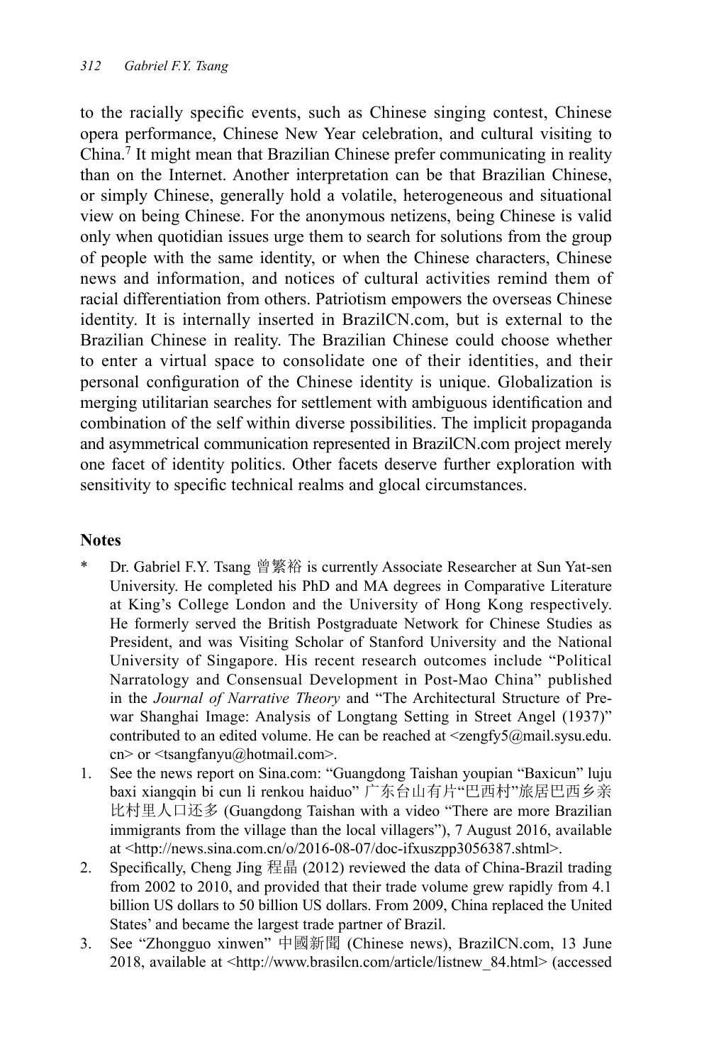to the racially specific events, such as Chinese singing contest, Chinese opera performance, Chinese New Year celebration, and cultural visiting to China.[7] It might mean that Brazilian Chinese prefer communicating in reality than on the Internet. Another interpretation can be that Brazilian Chinese, or simply Chinese, generally hold a volatile, heterogeneous and situational view on being Chinese. For the anonymous netizens, being Chinese is valid only when quotidian issues urge them to search for solutions from the group of people with the same identity, or when the Chinese characters, Chinese news and information, and notices of cultural activities remind them of racial differentiation from others. Patriotism empowers the overseas Chinese identity. It is internally inserted in BrazilCN.com, but is external to the Brazilian Chinese in reality. The Brazilian Chinese could choose whether to enter a virtual space to consolidate one of their identities, and their personal configuration of the Chinese identity is unique. Globalization is merging utilitarian searches for settlement with ambiguous identification and combination of the self within diverse possibilities. The implicit propaganda and asymmetrical communication represented in BrazilCN.com project merely one facet of identity politics. Other facets deserve further exploration with sensitivity to specific technical realms and glocal circumstances.

## Notes

\* Dr. Gabriel F.Y. Tsang 曾繁裕 is currently Associate Researcher at Sun Yat-sen University. He completed his PhD and MA degrees in Comparative Literature at King's College London and the University of Hong Kong respectively. He formerly served the British Postgraduate Network for Chinese Studies as President, and was Visiting Scholar of Stanford University and the National University of Singapore. His recent research outcomes include "Political Narratology and Consensual Development in Post-Mao China" published in the *Journal of Narrative Theory* and "The Architectural Structure of Pre-war Shanghai Image: Analysis of Longtang Setting in Street Angel (1937)" contributed to an edited volume. He can be reached at <zengfy5@mail.sysu.edu.cn> or <tsangfanyu@hotmail.com>.

1. See the news report on Sina.com: "Guangdong Taishan youpian "Baxicun" luju baxi xiangqin bi cun li renkou haiduo" 广东台山有片"巴西村"旅居巴西乡亲比村里人口还多 (Guangdong Taishan with a video "There are more Brazilian immigrants from the village than the local villagers"), 7 August 2016, available at <http://news.sina.com.cn/o/2016-08-07/doc-ifxuszpp3056387.shtml>.
2. Specifically, Cheng Jing 程晶 (2012) reviewed the data of China-Brazil trading from 2002 to 2010, and provided that their trade volume grew rapidly from 4.1 billion US dollars to 50 billion US dollars. From 2009, China replaced the United States' and became the largest trade partner of Brazil.
3. See "Zhongguo xinwen" 中國新聞 (Chinese news), BrazilCN.com, 13 June 2018, available at <http://www.brasilcn.com/article/listnew_84.html> (accessed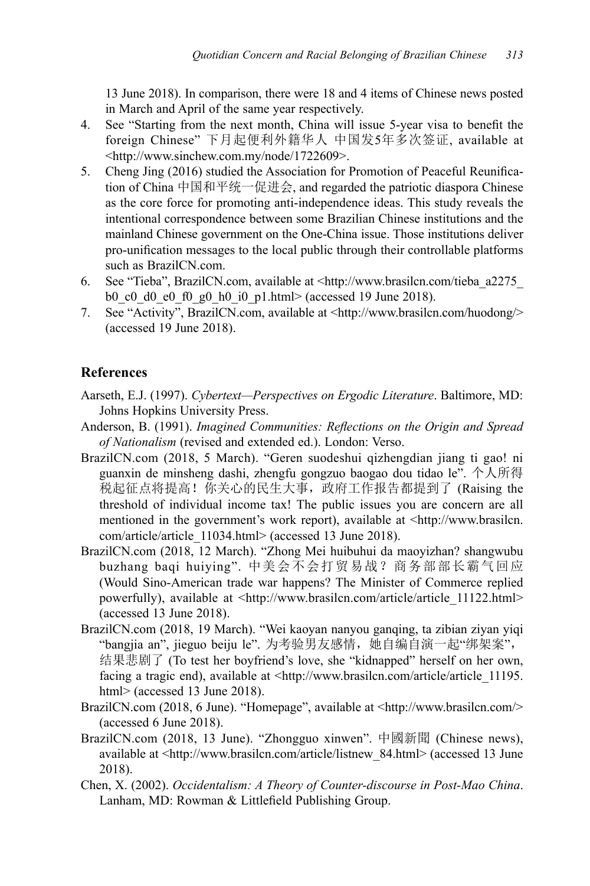13 June 2018). In comparison, there were 18 and 4 items of Chinese news posted in March and April of the same year respectively.

4. See “Starting from the next month, China will issue 5-year visa to benefit the foreign Chinese” 下月起便利外籍华人 中国发5年多次签证, available at <http://www.sinchew.com.my/node/1722609>.
5. Cheng Jing (2016) studied the Association for Promotion of Peaceful Reunification of China 中国和平统一促进会, and regarded the patriotic diaspora Chinese as the core force for promoting anti-independence ideas. This study reveals the intentional correspondence between some Brazilian Chinese institutions and the mainland Chinese government on the One-China issue. Those institutions deliver pro-unification messages to the local public through their controllable platforms such as BrazilCN.com.
6. See “Tieba”, BrazilCN.com, available at <http://www.brasilcn.com/tieba_a2275_b0_c0_d0_e0_f0_g0_h0_i0_p1.html> (accessed 19 June 2018).
7. See “Activity”, BrazilCN.com, available at <http://www.brasilcn.com/huodong/> (accessed 19 June 2018).

## References

Aarseth, E.J. (1997). *Cybertext—Perspectives on Ergodic Literature*. Baltimore, MD: Johns Hopkins University Press.

Anderson, B. (1991). *Imagined Communities: Reflections on the Origin and Spread of Nationalism* (revised and extended ed.). London: Verso.

BrazilCN.com (2018, 5 March). “Geren suodeshui qizhengdian jiang ti gao! ni guanxin de minsheng dashi, zhengfu gongzuo baogao dou tidao le”. 个人所得税起征点将提高！你关心的民生大事，政府工作报告都提到了 (Raising the threshold of individual income tax! The public issues you are concern are all mentioned in the government’s work report), available at <http://www.brasilcn.com/article/article_11034.html> (accessed 13 June 2018).

BrazilCN.com (2018, 12 March). “Zhong Mei huibuhui da maoyizhan? shangwubu buzhang baqi huiying”. 中美会不会打贸易战？商务部部长霸气回应 (Would Sino-American trade war happens? The Minister of Commerce replied powerfully), available at <http://www.brasilcn.com/article/article_11122.html> (accessed 13 June 2018).

BrazilCN.com (2018, 19 March). “Wei kaoyan nanyou ganqing, ta zibian ziyan yiqi “bangjia an”, jieguo beiju le”. 为考验男友感情，她自编自演一起“绑架案”，结果悲剧了 (To test her boyfriend’s love, she “kidnapped” herself on her own, facing a tragic end), available at <http://www.brasilcn.com/article/article_11195.html> (accessed 13 June 2018).

BrazilCN.com (2018, 6 June). “Homepage”, available at <http://www.brasilcn.com/> (accessed 6 June 2018).

BrazilCN.com (2018, 13 June). “Zhongguo xinwen”. 中國新聞 (Chinese news), available at <http://www.brasilcn.com/article/listnew_84.html> (accessed 13 June 2018).

Chen, X. (2002). *Occidentalism: A Theory of Counter-discourse in Post-Mao China*. Lanham, MD: Rowman & Littlefield Publishing Group.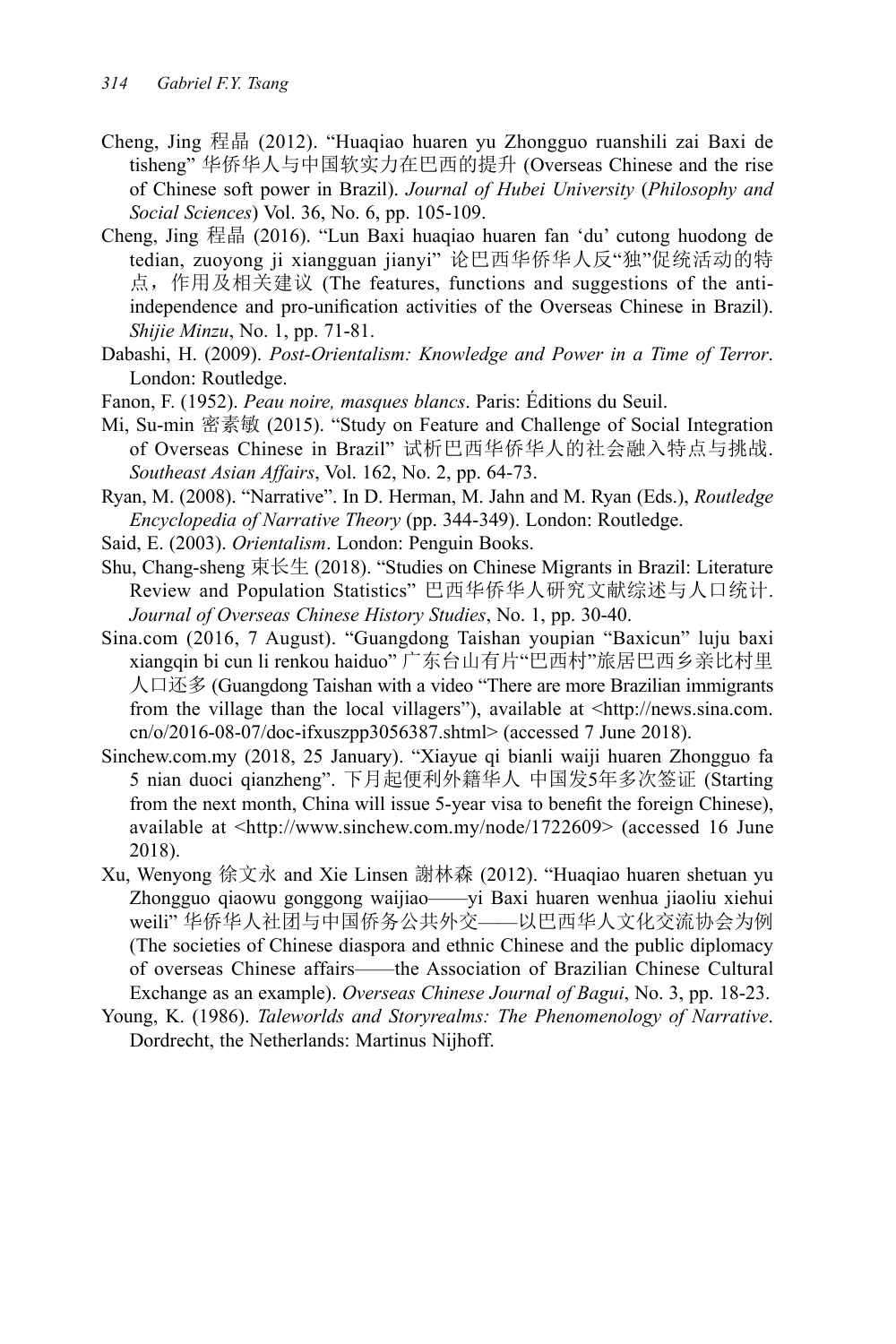Cheng, Jing 程晶 (2012). "Huaqiao huaren yu Zhongguo ruanshili zai Baxi de tisheng" 华侨华人与中国软实力在巴西的提升 (Overseas Chinese and the rise of Chinese soft power in Brazil). *Journal of Hubei University* (*Philosophy and Social Sciences*) Vol. 36, No. 6, pp. 105-109.

Cheng, Jing 程晶 (2016). "Lun Baxi huaqiao huaren fan 'du' cutong huodong de tedian, zuoyong ji xiangguan jianyi" 论巴西华侨华人反"独"促统活动的特点，作用及相关建议 (The features, functions and suggestions of the anti-independence and pro-unification activities of the Overseas Chinese in Brazil). *Shijie Minzu*, No. 1, pp. 71-81.

Dabashi, H. (2009). *Post-Orientalism: Knowledge and Power in a Time of Terror*. London: Routledge.

Fanon, F. (1952). *Peau noire, masques blancs*. Paris: Éditions du Seuil.

Mi, Su-min 密素敏 (2015). "Study on Feature and Challenge of Social Integration of Overseas Chinese in Brazil" 试析巴西华侨华人的社会融入特点与挑战. *Southeast Asian Affairs*, Vol. 162, No. 2, pp. 64-73.

Ryan, M. (2008). "Narrative". In D. Herman, M. Jahn and M. Ryan (Eds.), *Routledge Encyclopedia of Narrative Theory* (pp. 344-349). London: Routledge.

Said, E. (2003). *Orientalism*. London: Penguin Books.

Shu, Chang-sheng 束长生 (2018). "Studies on Chinese Migrants in Brazil: Literature Review and Population Statistics" 巴西华侨华人研究文献综述与人口统计. *Journal of Overseas Chinese History Studies*, No. 1, pp. 30-40.

Sina.com (2016, 7 August). "Guangdong Taishan youpian "Baxicun" luju baxi xiangqin bi cun li renkou haiduo" 广东台山有片"巴西村"旅居巴西乡亲比村里人口还多 (Guangdong Taishan with a video "There are more Brazilian immigrants from the village than the local villagers"), available at <http://news.sina.com.cn/o/2016-08-07/doc-ifxuszpp3056387.shtml> (accessed 7 June 2018).

Sinchew.com.my (2018, 25 January). "Xiayue qi bianli waiji huaren Zhongguo fa 5 nian duoci qianzheng". 下月起便利外籍华人 中国发5年多次签证 (Starting from the next month, China will issue 5-year visa to benefit the foreign Chinese), available at <http://www.sinchew.com.my/node/1722609> (accessed 16 June 2018).

Xu, Wenyong 徐文永 and Xie Linsen 謝林森 (2012). "Huaqiao huaren shetuan yu Zhongguo qiaowu gonggong waijiao——yi Baxi huaren wenhua jiaoliu xiehui weili" 华侨华人社团与中国侨务公共外交——以巴西华人文化交流协会为例 (The societies of Chinese diaspora and ethnic Chinese and the public diplomacy of overseas Chinese affairs——the Association of Brazilian Chinese Cultural Exchange as an example). *Overseas Chinese Journal of Bagui*, No. 3, pp. 18-23.

Young, K. (1986). *Taleworlds and Storyrealms: The Phenomenology of Narrative*. Dordrecht, the Netherlands: Martinus Nijhoff.